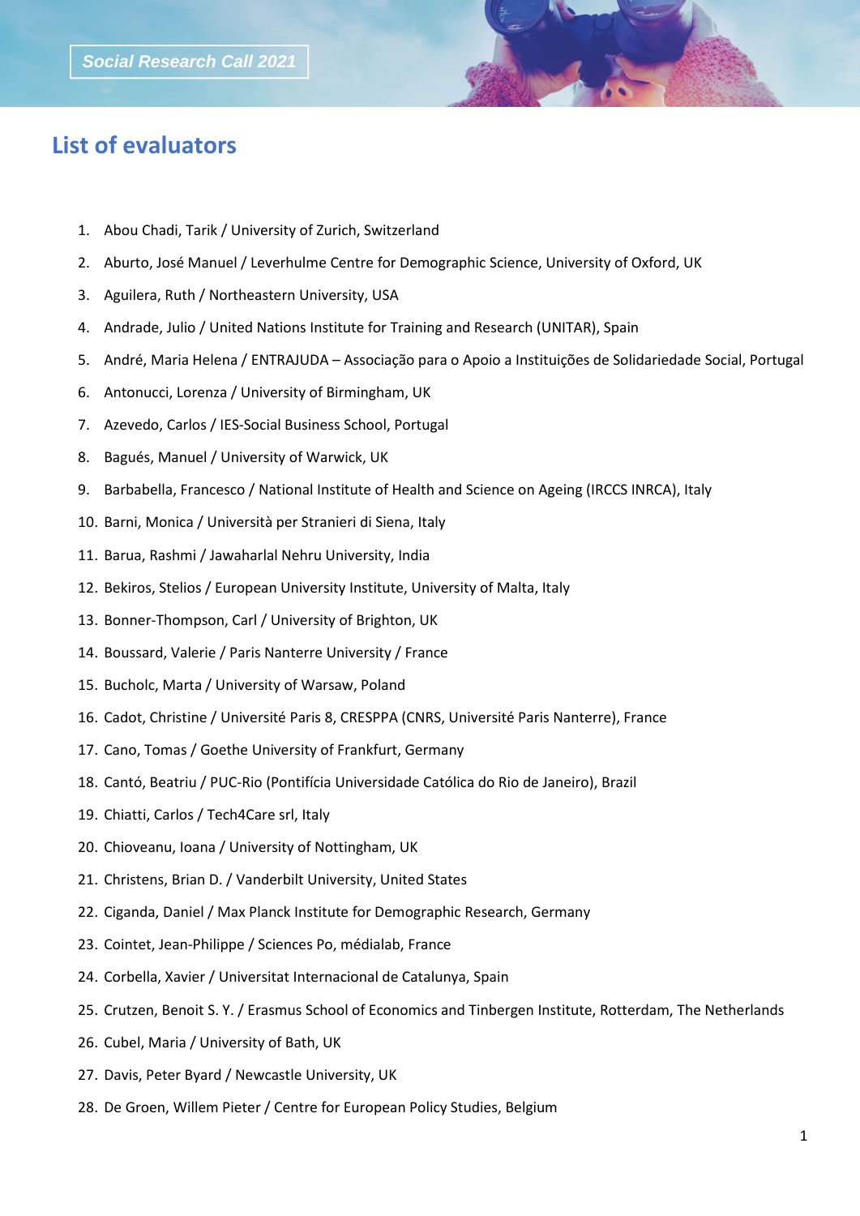Social Research Call 2021

# List of evaluators

1. Abou Chadi, Tarik / University of Zurich, Switzerland
2. Aburto, José Manuel / Leverhulme Centre for Demographic Science, University of Oxford, UK
3. Aguilera, Ruth / Northeastern University, USA
4. Andrade, Julio / United Nations Institute for Training and Research (UNITAR), Spain
5. André, Maria Helena / ENTRAJUDA – Associação para o Apoio a Instituições de Solidariedade Social, Portugal
6. Antonucci, Lorenza / University of Birmingham, UK
7. Azevedo, Carlos / IES-Social Business School, Portugal
8. Bagués, Manuel / University of Warwick, UK
9. Barbabella, Francesco / National Institute of Health and Science on Ageing (IRCCS INRCA), Italy
10. Barni, Monica / Università per Stranieri di Siena, Italy
11. Barua, Rashmi / Jawaharlal Nehru University, India
12. Bekiros, Stelios / European University Institute, University of Malta, Italy
13. Bonner-Thompson, Carl / University of Brighton, UK
14. Boussard, Valerie / Paris Nanterre University / France
15. Bucholc, Marta / University of Warsaw, Poland
16. Cadot, Christine / Université Paris 8, CRESPPA (CNRS, Université Paris Nanterre), France
17. Cano, Tomas / Goethe University of Frankfurt, Germany
18. Cantó, Beatriu / PUC-Rio (Pontifícia Universidade Católica do Rio de Janeiro), Brazil
19. Chiatti, Carlos / Tech4Care srl, Italy
20. Chioveanu, Ioana / University of Nottingham, UK
21. Christens, Brian D. / Vanderbilt University, United States
22. Ciganda, Daniel / Max Planck Institute for Demographic Research, Germany
23. Cointet, Jean-Philippe / Sciences Po, médialab, France
24. Corbella, Xavier / Universitat Internacional de Catalunya, Spain
25. Crutzen, Benoit S. Y. / Erasmus School of Economics and Tinbergen Institute, Rotterdam, The Netherlands
26. Cubel, Maria / University of Bath, UK
27. Davis, Peter Byard / Newcastle University, UK
28. De Groen, Willem Pieter / Centre for European Policy Studies, Belgium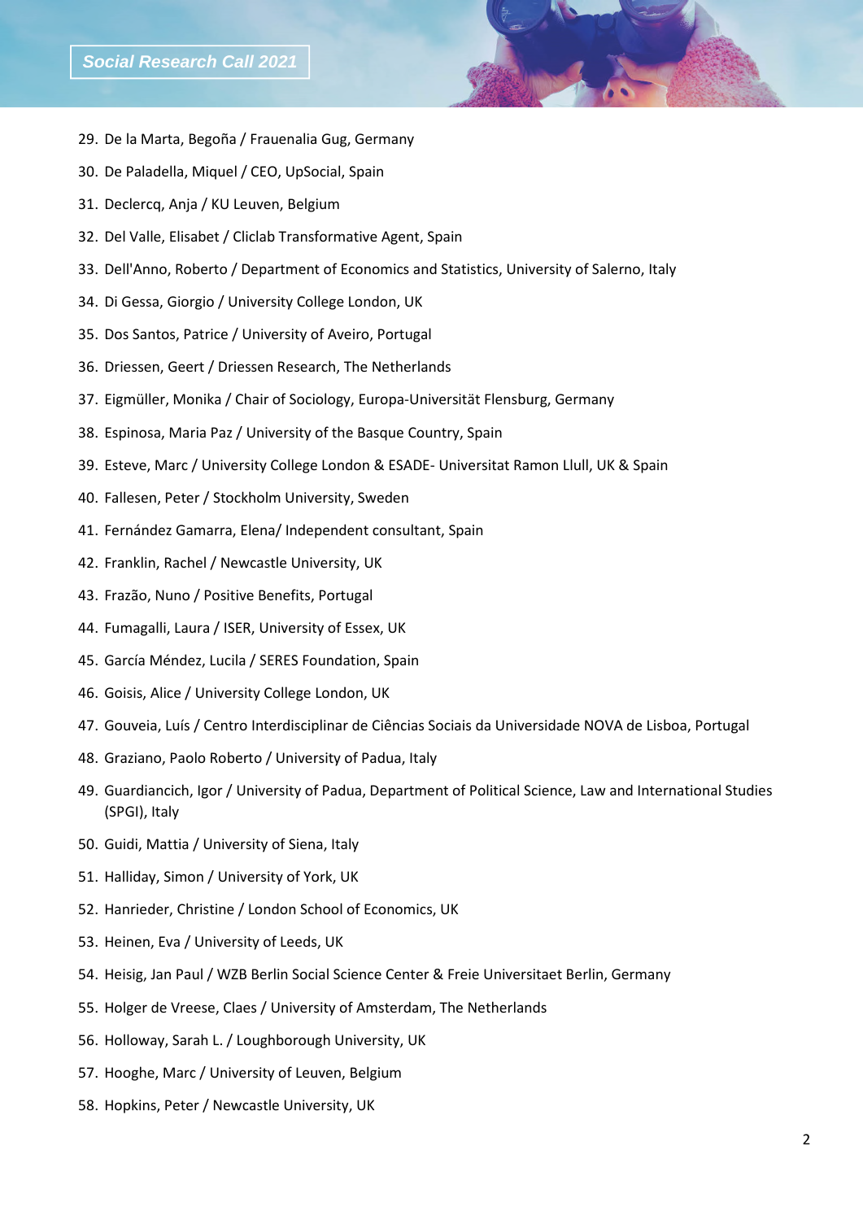29. De la Marta, Begoña / Frauenalia Gug, Germany
30. De Paladella, Miquel / CEO, UpSocial, Spain
31. Declercq, Anja / KU Leuven, Belgium
32. Del Valle, Elisabet / Cliclab Transformative Agent, Spain
33. Dell'Anno, Roberto / Department of Economics and Statistics, University of Salerno, Italy
34. Di Gessa, Giorgio / University College London, UK
35. Dos Santos, Patrice / University of Aveiro, Portugal
36. Driessen, Geert / Driessen Research, The Netherlands
37. Eigmüller, Monika / Chair of Sociology, Europa-Universität Flensburg, Germany
38. Espinosa, Maria Paz / University of the Basque Country, Spain
39. Esteve, Marc / University College London & ESADE- Universitat Ramon Llull, UK & Spain
40. Fallesen, Peter / Stockholm University, Sweden
41. Fernández Gamarra, Elena/ Independent consultant, Spain
42. Franklin, Rachel / Newcastle University, UK
43. Frazão, Nuno / Positive Benefits, Portugal
44. Fumagalli, Laura / ISER, University of Essex, UK
45. García Méndez, Lucila / SERES Foundation, Spain
46. Goisis, Alice / University College London, UK
47. Gouveia, Luís / Centro Interdisciplinar de Ciências Sociais da Universidade NOVA de Lisboa, Portugal
48. Graziano, Paolo Roberto / University of Padua, Italy
49. Guardiancich, Igor / University of Padua, Department of Political Science, Law and International Studies (SPGI), Italy
50. Guidi, Mattia / University of Siena, Italy
51. Halliday, Simon / University of York, UK
52. Hanrieder, Christine / London School of Economics, UK
53. Heinen, Eva / University of Leeds, UK
54. Heisig, Jan Paul / WZB Berlin Social Science Center & Freie Universitaet Berlin, Germany
55. Holger de Vreese, Claes / University of Amsterdam, The Netherlands
56. Holloway, Sarah L. / Loughborough University, UK
57. Hooghe, Marc / University of Leuven, Belgium
58. Hopkins, Peter / Newcastle University, UK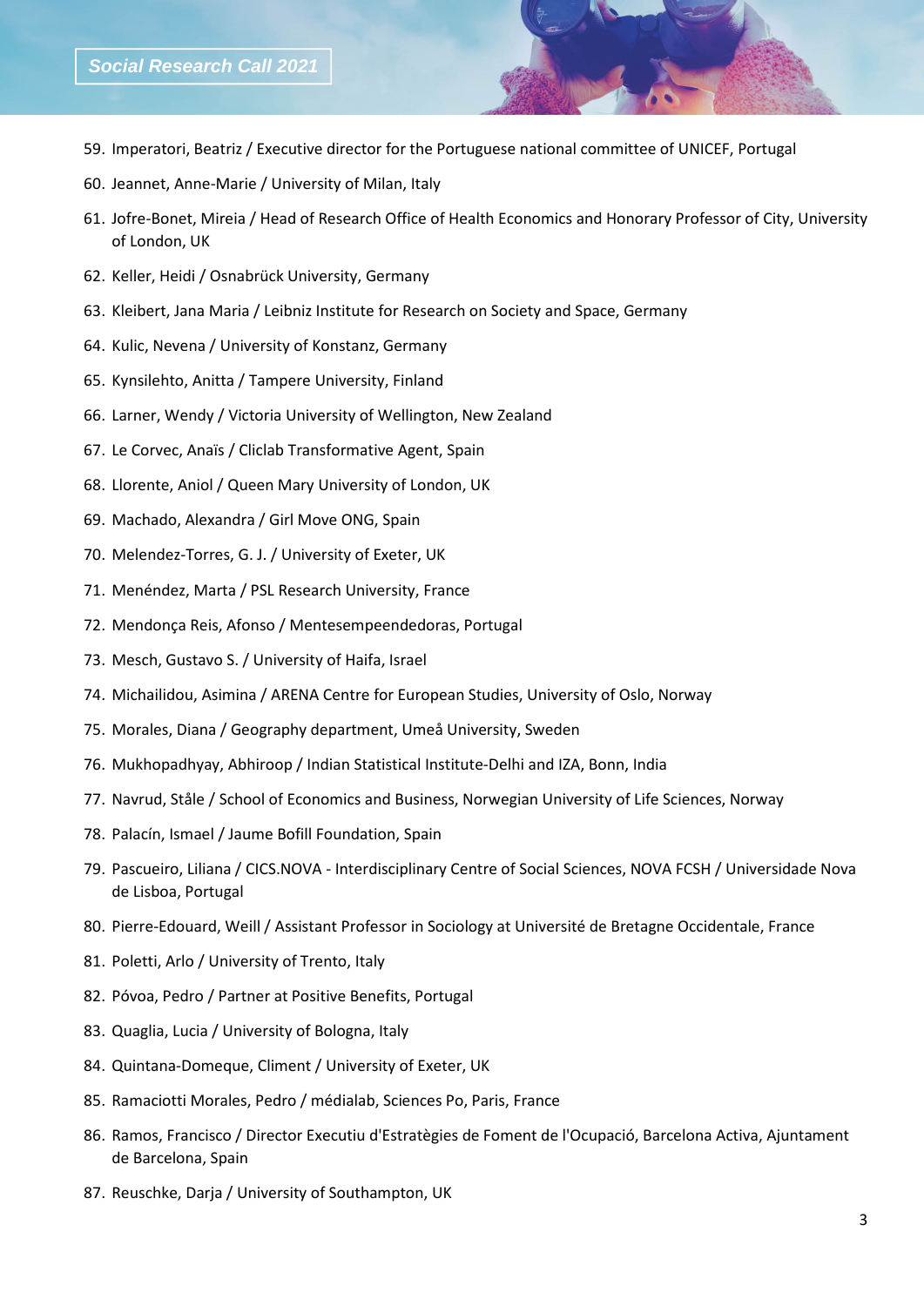59. Imperatori, Beatriz / Executive director for the Portuguese national committee of UNICEF, Portugal
60. Jeannet, Anne-Marie / University of Milan, Italy
61. Jofre-Bonet, Mireia / Head of Research Office of Health Economics and Honorary Professor of City, University of London, UK
62. Keller, Heidi / Osnabrück University, Germany
63. Kleibert, Jana Maria / Leibniz Institute for Research on Society and Space, Germany
64. Kulic, Nevena / University of Konstanz, Germany
65. Kynsilehto, Anitta / Tampere University, Finland
66. Larner, Wendy / Victoria University of Wellington, New Zealand
67. Le Corvec, Anaïs / Cliclab Transformative Agent, Spain
68. Llorente, Aniol / Queen Mary University of London, UK
69. Machado, Alexandra / Girl Move ONG, Spain
70. Melendez-Torres, G. J. / University of Exeter, UK
71. Menéndez, Marta / PSL Research University, France
72. Mendonça Reis, Afonso / Mentesempeendedoras, Portugal
73. Mesch, Gustavo S. / University of Haifa, Israel
74. Michailidou, Asimina / ARENA Centre for European Studies, University of Oslo, Norway
75. Morales, Diana / Geography department, Umeå University, Sweden
76. Mukhopadhyay, Abhiroop / Indian Statistical Institute-Delhi and IZA, Bonn, India
77. Navrud, Ståle / School of Economics and Business, Norwegian University of Life Sciences, Norway
78. Palacín, Ismael / Jaume Bofill Foundation, Spain
79. Pascueiro, Liliana / CICS.NOVA - Interdisciplinary Centre of Social Sciences, NOVA FCSH / Universidade Nova de Lisboa, Portugal
80. Pierre-Edouard, Weill / Assistant Professor in Sociology at Université de Bretagne Occidentale, France
81. Poletti, Arlo / University of Trento, Italy
82. Póvoa, Pedro / Partner at Positive Benefits, Portugal
83. Quaglia, Lucia / University of Bologna, Italy
84. Quintana-Domeque, Climent / University of Exeter, UK
85. Ramaciotti Morales, Pedro / médialab, Sciences Po, Paris, France
86. Ramos, Francisco / Director Executiu d'Estratègies de Foment de l'Ocupació, Barcelona Activa, Ajuntament de Barcelona, Spain
87. Reuschke, Darja / University of Southampton, UK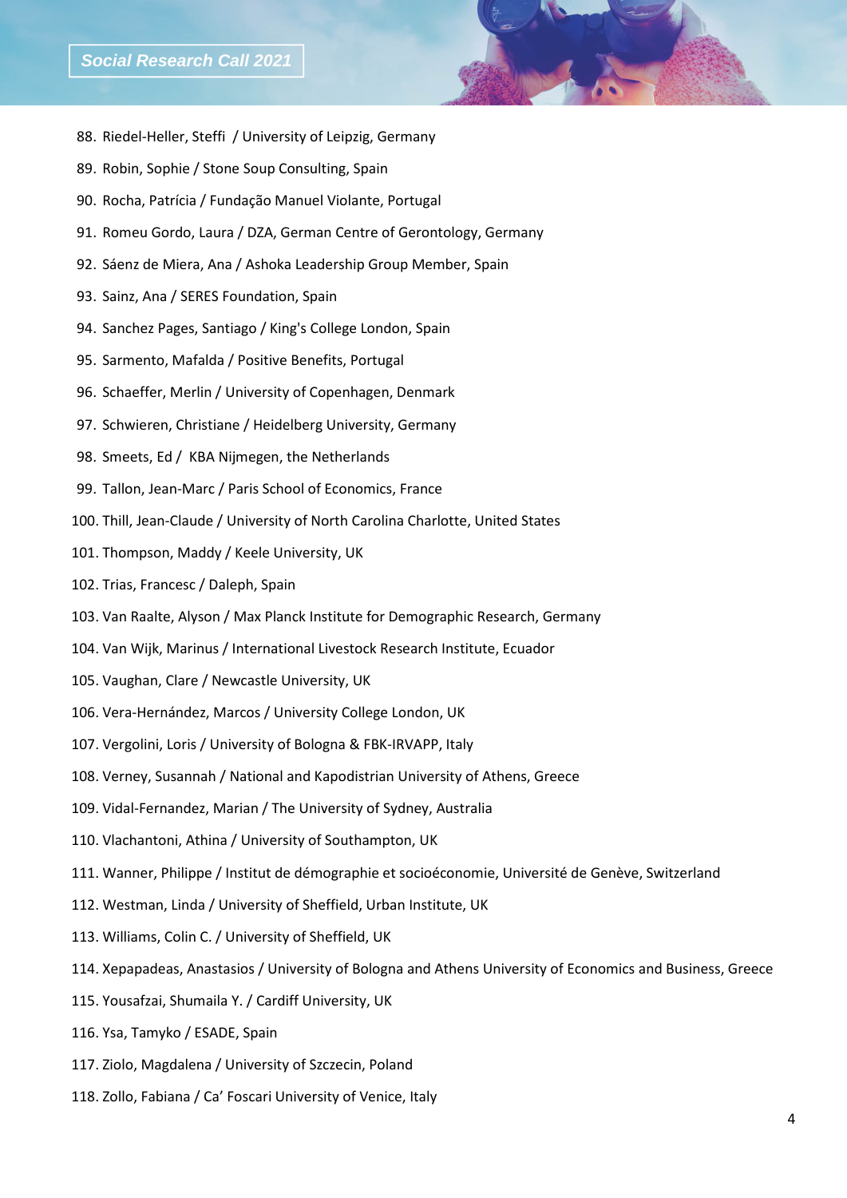88. Riedel-Heller, Steffi / University of Leipzig, Germany
89. Robin, Sophie / Stone Soup Consulting, Spain
90. Rocha, Patrícia / Fundação Manuel Violante, Portugal
91. Romeu Gordo, Laura / DZA, German Centre of Gerontology, Germany
92. Sáenz de Miera, Ana / Ashoka Leadership Group Member, Spain
93. Sainz, Ana / SERES Foundation, Spain
94. Sanchez Pages, Santiago / King's College London, Spain
95. Sarmento, Mafalda / Positive Benefits, Portugal
96. Schaeffer, Merlin / University of Copenhagen, Denmark
97. Schwieren, Christiane / Heidelberg University, Germany
98. Smeets, Ed / KBA Nijmegen, the Netherlands
99. Tallon, Jean-Marc / Paris School of Economics, France
100. Thill, Jean-Claude / University of North Carolina Charlotte, United States
101. Thompson, Maddy / Keele University, UK
102. Trias, Francesc / Daleph, Spain
103. Van Raalte, Alyson / Max Planck Institute for Demographic Research, Germany
104. Van Wijk, Marinus / International Livestock Research Institute, Ecuador
105. Vaughan, Clare / Newcastle University, UK
106. Vera-Hernández, Marcos / University College London, UK
107. Vergolini, Loris / University of Bologna & FBK-IRVAPP, Italy
108. Verney, Susannah / National and Kapodistrian University of Athens, Greece
109. Vidal-Fernandez, Marian / The University of Sydney, Australia
110. Vlachantoni, Athina / University of Southampton, UK
111. Wanner, Philippe / Institut de démographie et socioéconomie, Université de Genève, Switzerland
112. Westman, Linda / University of Sheffield, Urban Institute, UK
113. Williams, Colin C. / University of Sheffield, UK
114. Xepapadeas, Anastasios / University of Bologna and Athens University of Economics and Business, Greece
115. Yousafzai, Shumaila Y. / Cardiff University, UK
116. Ysa, Tamyko / ESADE, Spain
117. Ziolo, Magdalena / University of Szczecin, Poland
118. Zollo, Fabiana / Ca' Foscari University of Venice, Italy